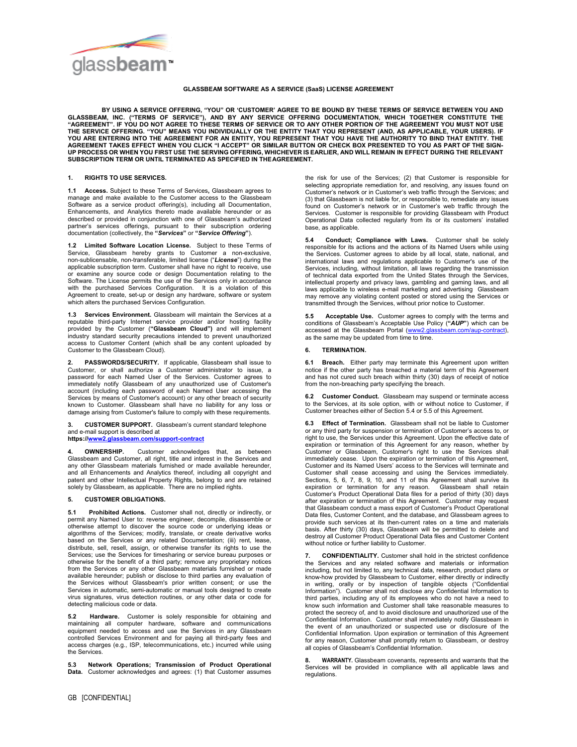glassbeam™

# GLASSBEAM SOFTWARE AS A SERVICE (SaaS) LICENSE AGREEMENT

**BY USING A SERVICE OFFERING, "YOU" OR 'CUSTOMER' AGREE TO BE BOUND BY THESE TERMS OF SERVICE BETWEEN YOU AND GLASSBEAM, INC. ("TERMS OF SERVICE"), AND BY ANY SERVICE OFFERING DOCUMENTATION, WHICH TOGETHER CONSTITUTE THE "AGREEMENT". IF YOU DO NOT AGREE TO THESE TERMS OF SERVICE OR TO ANY OTHER PORTION OF THE AGREEMENT YOU MUST NOT USE THE SERVICE OFFERING. "YOU" MEANS YOU INDIVIDUALLY OR THE ENTITY THAT YOU REPRESENT (AND, AS APPLICABLE, YOUR USERS). IF YOU ARE ENTERING INTO THE AGREEMENT FOR AN ENTITY, YOU REPRESENT THAT YOU HAVE THE AUTHORITY TO BIND THAT ENTITY. THE AGREEMENT TAKES EFFECT WHEN YOU CLICK "I ACCEPT" OR SIMILAR BUTTON OR CHECK BOX PRESENTED TO YOU AS PART OF THE SIGN-UP PROCESS OR WHEN YOU FIRST USE THE SERVING OFFERING, WHICHEVER IS EARLIER, AND WILL REMAIN IN EFFECT DURING THE RELEVANT SUBSCRIPTION TERM OR UNTIL TERMINATED AS SPECIFIED IN THE AGREEMENT.**

## 1. RIGHTS TO USE SERVICES.

**1.1 Access.** Subject to these Terms of Services, Glassbeam agrees to manage and make available to the Customer access to the Glassbeam Software as a service product offering(s), including all Documentation, Enhancements, and Analytics thereto made available hereunder or as described or provided in conjunction with one of Glassbeam's authorized partner's services offerings, pursuant to their subscription ordering documentation (collectively, the **"*Services*"** or **"*Service Offering*"**).

**1.2 Limited Software Location License.** Subject to these Terms of Service, Glassbeam hereby grants to Customer a non-exclusive, non-sublicensable, non-transferable, limited license ("***License***") during the applicable subscription term. Customer shall have no right to receive, use or examine any source code or design Documentation relating to the Software. The License permits the use of the Services only in accordance with the purchased Services Configuration. It is a violation of this Agreement to create, set-up or design any hardware, software or system which alters the purchased Services Configuration.

**1.3 Services Environment.** Glassbeam will maintain the Services at a reputable third-party Internet service provider and/or hosting facility provided by the Customer (**"Glassbeam Cloud"**) and will implement industry standard security precautions intended to prevent unauthorized access to Customer Content (which shall be any content uploaded by Customer to the Glassbeam Cloud).

## 2. PASSWORDS/SECURITY.

If applicable, Glassbeam shall issue to Customer, or shall authorize a Customer administrator to issue, a password for each Named User of the Services. Customer agrees to immediately notify Glassbeam of any unauthorized use of Customer's account (including each password of each Named User accessing the Services by means of Customer's account) or any other breach of security known to Customer. Glassbeam shall have no liability for any loss or damage arising from Customer's failure to comply with these requirements.

## 3. CUSTOMER SUPPORT.

Glassbeam's current standard telephone and e-mail support is described at **https://[www2.glassbeam.com/support-contract](https://www2.glassbeam.com/support-contract)**

## 4. OWNERSHIP.

Customer acknowledges that, as between Glassbeam and Customer, all right, title and interest in the Services and any other Glassbeam materials furnished or made available hereunder, and all Enhancements and Analytics thereof, including all copyright and patent and other Intellectual Property Rights, belong to and are retained solely by Glassbeam, as applicable. There are no implied rights.

## 5. CUSTOMER OBLIGATIONS.

**5.1 Prohibited Actions.** Customer shall not, directly or indirectly, or permit any Named User to: reverse engineer, decompile, disassemble or otherwise attempt to discover the source code or underlying ideas or algorithms of the Services; modify, translate, or create derivative works based on the Services or any related Documentation; (iii) rent, lease, distribute, sell, resell, assign, or otherwise transfer its rights to use the Services; use the Services for timesharing or service bureau purposes or otherwise for the benefit of a third party; remove any proprietary notices from the Services or any other Glassbeam materials furnished or made available hereunder; publish or disclose to third parties any evaluation of the Services without Glassbeam's prior written consent; or use the Services in automatic, semi-automatic or manual tools designed to create virus signatures, virus detection routines, or any other data or code for detecting malicious code or data.

**5.2 Hardware.** Customer is solely responsible for obtaining and maintaining all computer hardware, software and communications equipment needed to access and use the Services in any Glassbeam controlled Services Environment and for paying all third-party fees and access charges (e.g., ISP, telecommunications, etc.) incurred while using the Services.

**5.3 Network Operations; Transmission of Product Operational Data.** Customer acknowledges and agrees: (1) that Customer assumes the risk for use of the Services; (2) that Customer is responsible for selecting appropriate remediation for, and resolving, any issues found on Customer's network or in Customer's web traffic through the Services; and (3) that Glassbeam is not liable for, or responsible to, remediate any issues found on Customer's network or in Customer's web traffic through the Services. Customer is responsible for providing Glassbeam with Product Operational Data collected regularly from its or its customers' installed base, as applicable.

**5.4 Conduct; Compliance with Laws.** Customer shall be solely responsible for its actions and the actions of its Named Users while using the Services. Customer agrees to abide by all local, state, national, and international laws and regulations applicable to Customer's use of the Services, including, without limitation, all laws regarding the transmission of technical data exported from the United States through the Services, intellectual property and privacy laws, gambling and gaming laws, and all laws applicable to wireless e-mail marketing and advertising. Glassbeam may remove any violating content posted or stored using the Services or transmitted through the Services, without prior notice to Customer.

**5.5 Acceptable Use.** Customer agrees to comply with the terms and conditions of Glassbeam's Acceptable Use Policy (**"*AUP*"**) which can be accessed at the Glassbeam Portal ([www2.glassbeam.com/aup-contract](https://www2.glassbeam.com/aup-contract)), as the same may be updated from time to time.

## 6. TERMINATION.

**6.1 Breach.** Either party may terminate this Agreement upon written notice if the other party has breached a material term of this Agreement and has not cured such breach within thirty (30) days of receipt of notice from the non-breaching party specifying the breach.

**6.2 Customer Conduct.** Glassbeam may suspend or terminate access to the Services, at its sole option, with or without notice to Customer, if Customer breaches either of Section 5.4 or 5.5 of this Agreement.

**6.3 Effect of Termination.** Glassbeam shall not be liable to Customer or any third party for suspension or termination of Customer's access to, or right to use, the Services under this Agreement. Upon the effective date of expiration or termination of this Agreement for any reason, whether by Customer or Glassbeam, Customer's right to use the Services shall immediately cease. Upon the expiration or termination of this Agreement, Customer and its Named Users' access to the Services will terminate and Customer shall cease accessing and using the Services immediately. Sections, 5, 6, 7, 8, 9, 10, and 11 of this Agreement shall survive its expiration or termination for any reason. Glassbeam shall retain Customer's Product Operational Data files for a period of thirty (30) days after expiration or termination of this Agreement. Customer may request that Glassbeam conduct a mass export of Customer's Product Operational Data files, Customer Content, and the database, and Glassbeam agrees to provide such services at its then-current rates on a time and materials basis. After thirty (30) days, Glassbeam will be permitted to delete and destroy all Customer Product Operational Data files and Customer Content without notice or further liability to Customer.

## 7. CONFIDENTIALITY.

Customer shall hold in the strictest confidence the Services and any related software and materials or information including, but not limited to, any technical data, research, product plans or know-how provided by Glassbeam to Customer, either directly or indirectly in writing, orally or by inspection of tangible objects ("Confidential Information"). Customer shall not disclose any Confidential Information to third parties, including any of its employees who do not have a need to know such information and Customer shall take reasonable measures to protect the secrecy of, and to avoid disclosure and unauthorized use of the Confidential Information. Customer shall immediately notify Glassbeam in the event of an unauthorized or suspected use or disclosure of the Confidential Information. Upon expiration or termination of this Agreement for any reason, Customer shall promptly return to Glassbeam, or destroy all copies of Glassbeam's Confidential Information.

## 8. WARRANTY.

Glassbeam covenants, represents and warrants that the Services will be provided in compliance with all applicable laws and regulations.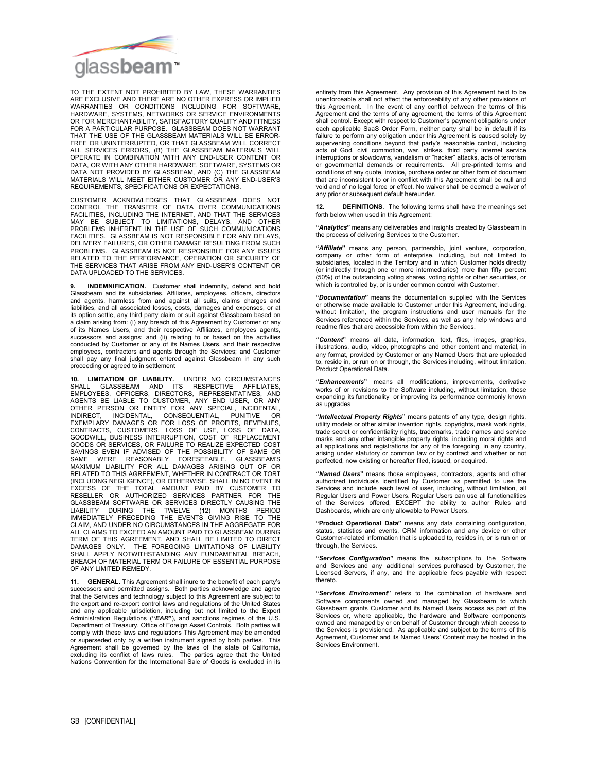TO THE EXTENT NOT PROHIBITED BY LAW, THESE WARRANTIES ARE EXCLUSIVE AND THERE ARE NO OTHER EXPRESS OR IMPLIED WARRANTIES OR CONDITIONS INCLUDING FOR SOFTWARE, HARDWARE, SYSTEMS, NETWORKS OR SERVICE ENVIRONMENTS OR FOR MERCHANTABILITY, SATISFACTORY QUALITY AND FITNESS FOR A PARTICULAR PURPOSE. GLASSBEAM DOES NOT WARRANT THAT THE USE OF THE GLASSBEAM MATERIALS WILL BE ERROR-FREE OR UNINTERRUPTED, OR THAT GLASSBEAM WILL CORRECT ALL SERVICES ERRORS, (B) THE GLASSBEAM MATERIALS WILL OPERATE IN COMBINATION WITH ANY END-USER CONTENT OR DATA, OR WITH ANY OTHER HARDWARE, SOFTWARE, SYSTEMS OR DATA NOT PROVIDED BY GLASSBEAM, AND (C) THE GLASSBEAM MATERIALS WILL MEET EITHER CUSTOMER OR ANY END-USER'S REQUIREMENTS, SPECIFICATIONS OR EXPECTATIONS.

CUSTOMER ACKNOWLEDGES THAT GLASSBEAM DOES NOT CONTROL THE TRANSFER OF DATA OVER COMMUNICATIONS FACILITIES, INCLUDING THE INTERNET, AND THAT THE SERVICES MAY BE SUBJECT TO LIMITATIONS, DELAYS, AND OTHER PROBLEMS INHERENT IN THE USE OF SUCH COMMUNICATIONS FACILITIES. GLASSBEAM IS NOT RESPONSIBLE FOR ANY DELAYS, DELIVERY FAILURES, OR OTHER DAMAGE RESULTING FROM SUCH PROBLEMS. GLASSBEAM IS NOT RESPONSIBLE FOR ANY ISSUES RELATED TO THE PERFORMANCE, OPERATION OR SECURITY OF THE SERVICES THAT ARISE FROM ANY END-USER'S CONTENT OR DATA UPLOADED TO THE SERVICES.

**9. INDEMNIFICATION.** Customer shall indemnify, defend and hold Glassbeam and its subsidiaries, Affiliates, employees, officers, directors and agents, harmless from and against all suits, claims charges and liabilities, and all associated losses, costs, damages and expenses, or at its option settle, any third party claim or suit against Glassbeam based on a claim arising from: (i) any breach of this Agreement by Customer or any of its Names Users, and their respective Affiliates, employees agents, successors and assigns; and (ii) relating to or based on the activities conducted by Customer or any of its Names Users, and their respective employees, contractors and agents through the Services; and Customer shall pay any final judgment entered against Glassbeam in any such proceeding or agreed to in settlement

**10. LIMITATION OF LIABILITY.** UNDER NO CIRCUMSTANCES SHALL GLASSBEAM AND ITS RESPECTIVE AFFILIATES, EMPLOYEES, OFFICERS, DIRECTORS, REPRESENTATIVES, AND AGENTS BE LIABLE TO CUSTOMER, ANY END USER, OR ANY OTHER PERSON OR ENTITY FOR ANY SPECIAL, INCIDENTAL, INDIRECT, INCIDENTAL, CONSEQUENTIAL, PUNITIVE OR EXEMPLARY DAMAGES OR FOR LOSS OF PROFITS, REVENUES, CONTRACTS, CUSTOMERS, LOSS OF USE, LOSS OF DATA, GOODWILL, BUSINESS INTERRUPTION, COST OF REPLACEMENT GOODS OR SERVICES, OR FAILURE TO REALIZE EXPECTED COST SAVINGS EVEN IF ADVISED OF THE POSSIBILITY OF SAME OR SAME WERE REASONABLY FORESEEABLE. GLASSBEAM'S MAXIMUM LIABILITY FOR ALL DAMAGES ARISING OUT OF OR RELATED TO THIS AGREEMENT, WHETHER IN CONTRACT OR TORT (INCLUDING NEGLIGENCE), OR OTHERWISE, SHALL IN NO EVENT IN EXCESS OF THE TOTAL AMOUNT PAID BY CUSTOMER TO RESELLER OR AUTHORIZED SERVICES PARTNER FOR THE GLASSBEAM SOFTWARE OR SERVICES DIRECTLY CAUSING THE LIABILITY DURING THE TWELVE (12) MONTHS PERIOD IMMEDIATELY PRECEDING THE EVENTS GIVING RISE TO THE CLAIM, AND UNDER NO CIRCUMSTANCES IN THE AGGREGATE FOR ALL CLAIMS TO EXCEED AN AMOUNT PAID TO GLASSBEAM DURING TERM OF THIS AGREEMENT, AND SHALL BE LIMITED TO DIRECT DAMAGES ONLY. THE FOREGOING LIMITATIONS OF LIABILITY SHALL APPLY NOTWITHSTANDING ANY FUNDAMENTAL BREACH, BREACH OF MATERIAL TERM OR FAILURE OF ESSENTIAL PURPOSE OF ANY LIMITED REMEDY.

**11. GENERAL.** This Agreement shall inure to the benefit of each party's successors and permitted assigns. Both parties acknowledge and agree that the Services and technology subject to this Agreement are subject to the export and re-export control laws and regulations of the United States and any applicable jurisdiction, including but not limited to the Export Administration Regulations (**"*EAR*"**), and sanctions regimes of the U.S. Department of Treasury, Office of Foreign Asset Controls. Both parties will comply with these laws and regulations This Agreement may be amended or superseded only by a written instrument signed by both parties. This Agreement shall be governed by the laws of the state of California, excluding its conflict of laws rules. The parties agree that the United Nations Convention for the International Sale of Goods is excluded in its entirety from this Agreement. Any provision of this Agreement held to be unenforceable shall not affect the enforceability of any other provisions of this Agreement. In the event of any conflict between the terms of this Agreement and the terms of any agreement, the terms of this Agreement shall control. Except with respect to Customer's payment obligations under each applicable SaaS Order Form, neither party shall be in default if its failure to perform any obligation under this Agreement is caused solely by supervening conditions beyond that party's reasonable control, including acts of God, civil commotion, war, strikes, third party Internet service interruptions or slowdowns, vandalism or "hacker" attacks, acts of terrorism or governmental demands or requirements. All pre-printed terms and conditions of any quote, invoice, purchase order or other form of document that are inconsistent to or in conflict with this Agreement shall be null and void and of no legal force or effect. No waiver shall be deemed a waiver of any prior or subsequent default hereunder.

**12. DEFINITIONS**. The following terms shall have the meanings set forth below when used in this Agreement:

**"*Analytics*"** means any deliverables and insights created by Glassbeam in the process of delivering Services to the Customer.

**"*Affiliate*"** means any person, partnership, joint venture, corporation, company or other form of enterprise, including, but not limited to subsidiaries, located in the Territory and in which Customer holds directly (or indirectly through one or more intermediaries) more than fifty percent (50%) of the outstanding voting shares, voting rights or other securities, or which is controlled by, or is under common control with Customer.

**"*Documentation*"** means the documentation supplied with the Services or otherwise made available to Customer under this Agreement, including, without limitation, the program instructions and user manuals for the Services referenced within the Services, as well as any help windows and readme files that are accessible from within the Services.

**"*Content*"** means all data, information, text, files, images, graphics, illustrations, audio, video, photographs and other content and material, in any format, provided by Customer or any Named Users that are uploaded to, reside in, or run on or through, the Services including, without limitation, Product Operational Data.

**"*Enhancements*"** means all modifications, improvements, derivative works of or revisions to the Software including, without limitation, those expanding its functionality or improving its performance commonly known as upgrades

**"*Intellectual Property Rights*"** means patents of any type, design rights, utility models or other similar invention rights, copyrights, mask work rights, trade secret or confidentiality rights, trademarks, trade names and service marks and any other intangible property rights, including moral rights and all applications and registrations for any of the foregoing, in any country, arising under statutory or common law or by contract and whether or not perfected, now existing or hereafter filed, issued, or acquired.

**"*Named Users*"** means those employees, contractors, agents and other authorized individuals identified by Customer as permitted to use the Services and include each level of user, including, without limitation, all Regular Users and Power Users. Regular Users can use all functionalities of the Services offered, EXCEPT the ability to author Rules and Dashboards, which are only allowable to Power Users.

**"Product Operational Data"** means any data containing configuration, status, statistics and events, CRM information and any device or other Customer-related information that is uploaded to, resides in, or is run on or through, the Services.

**"*Services Configuration*"** means the subscriptions to the Software and Services and any additional services purchased by Customer, the Licensed Servers, if any, and the applicable fees payable with respect thereto.

**"*Services Environment*"** refers to the combination of hardware and Software components owned and managed by Glassbeam to which Glassbeam grants Customer and its Named Users access as part of the Services or, where applicable, the hardware and Software components owned and managed by or on behalf of Customer through which access to the Services is provisioned. As applicable and subject to the terms of this Agreement, Customer and its Named Users' Content may be hosted in the Services Environment.

GB [CONFIDENTIAL]